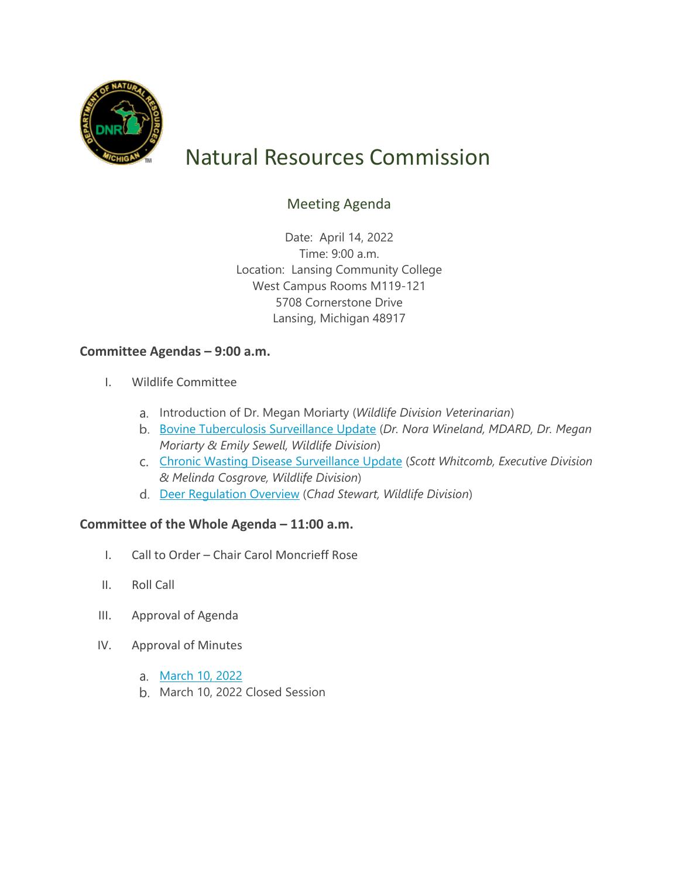# Natural Resources Commission

## Meeting Agenda

Date: April 14, 2022
Time: 9:00 a.m.
Location: Lansing Community College
West Campus Rooms M119-121
5708 Cornerstone Drive
Lansing, Michigan 48917

**Committee Agendas – 9:00 a.m.**

I. Wildlife Committee

  a. Introduction of Dr. Megan Moriarty (*Wildlife Division Veterinarian*)
  b. Bovine Tuberculosis Surveillance Update (*Dr. Nora Wineland, MDARD, Dr. Megan Moriarty & Emily Sewell, Wildlife Division*)
  c. Chronic Wasting Disease Surveillance Update (*Scott Whitcomb, Executive Division & Melinda Cosgrove, Wildlife Division*)
  d. Deer Regulation Overview (*Chad Stewart, Wildlife Division*)

**Committee of the Whole Agenda – 11:00 a.m.**

I. Call to Order – Chair Carol Moncrieff Rose

II. Roll Call

III. Approval of Agenda

IV. Approval of Minutes

  a. March 10, 2022
  b. March 10, 2022 Closed Session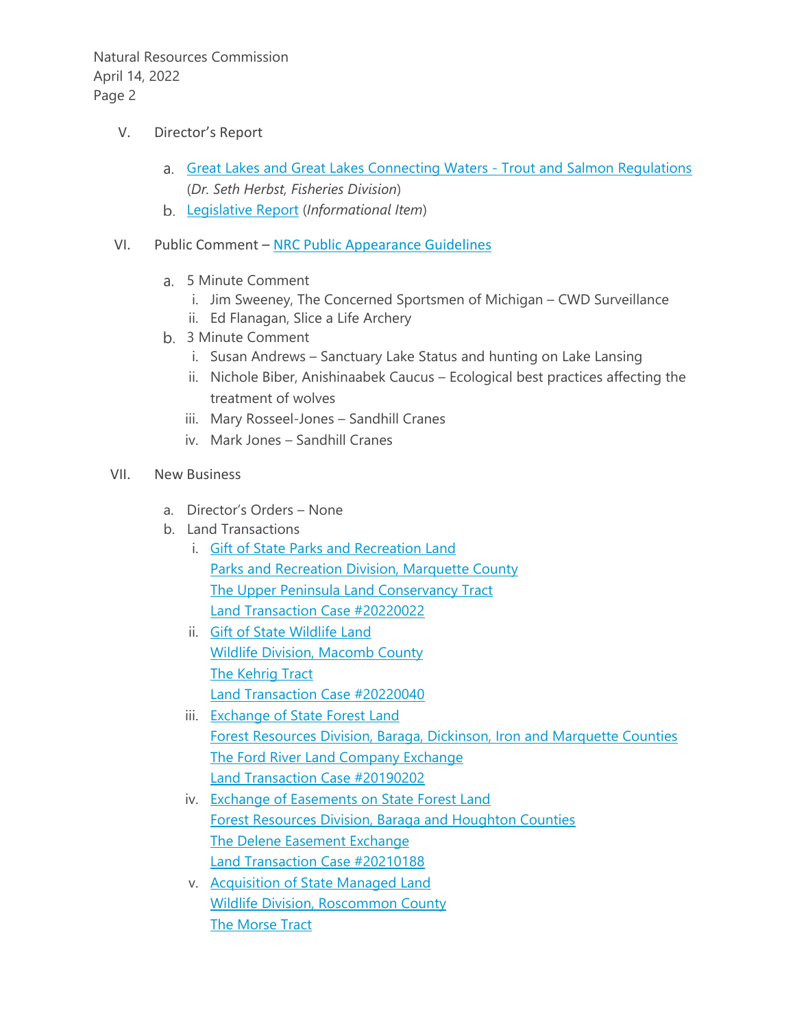V. Director's Report

   a. Great Lakes and Great Lakes Connecting Waters - Trout and Salmon Regulations (*Dr. Seth Herbst, Fisheries Division*)
   b. Legislative Report (*Informational Item*)

VI. Public Comment – NRC Public Appearance Guidelines

   a. 5 Minute Comment
      i. Jim Sweeney, The Concerned Sportsmen of Michigan – CWD Surveillance
      ii. Ed Flanagan, Slice a Life Archery
   b. 3 Minute Comment
      i. Susan Andrews – Sanctuary Lake Status and hunting on Lake Lansing
      ii. Nichole Biber, Anishinaabek Caucus – Ecological best practices affecting the treatment of wolves
      iii. Mary Rosseel-Jones – Sandhill Cranes
      iv. Mark Jones – Sandhill Cranes

VII. New Business

   a. Director's Orders – None
   b. Land Transactions
      i. Gift of State Parks and Recreation Land
         Parks and Recreation Division, Marquette County
         The Upper Peninsula Land Conservancy Tract
         Land Transaction Case #20220022
      ii. Gift of State Wildlife Land
         Wildlife Division, Macomb County
         The Kehrig Tract
         Land Transaction Case #20220040
      iii. Exchange of State Forest Land
         Forest Resources Division, Baraga, Dickinson, Iron and Marquette Counties
         The Ford River Land Company Exchange
         Land Transaction Case #20190202
      iv. Exchange of Easements on State Forest Land
         Forest Resources Division, Baraga and Houghton Counties
         The Delene Easement Exchange
         Land Transaction Case #20210188
      v. Acquisition of State Managed Land
         Wildlife Division, Roscommon County
         The Morse Tract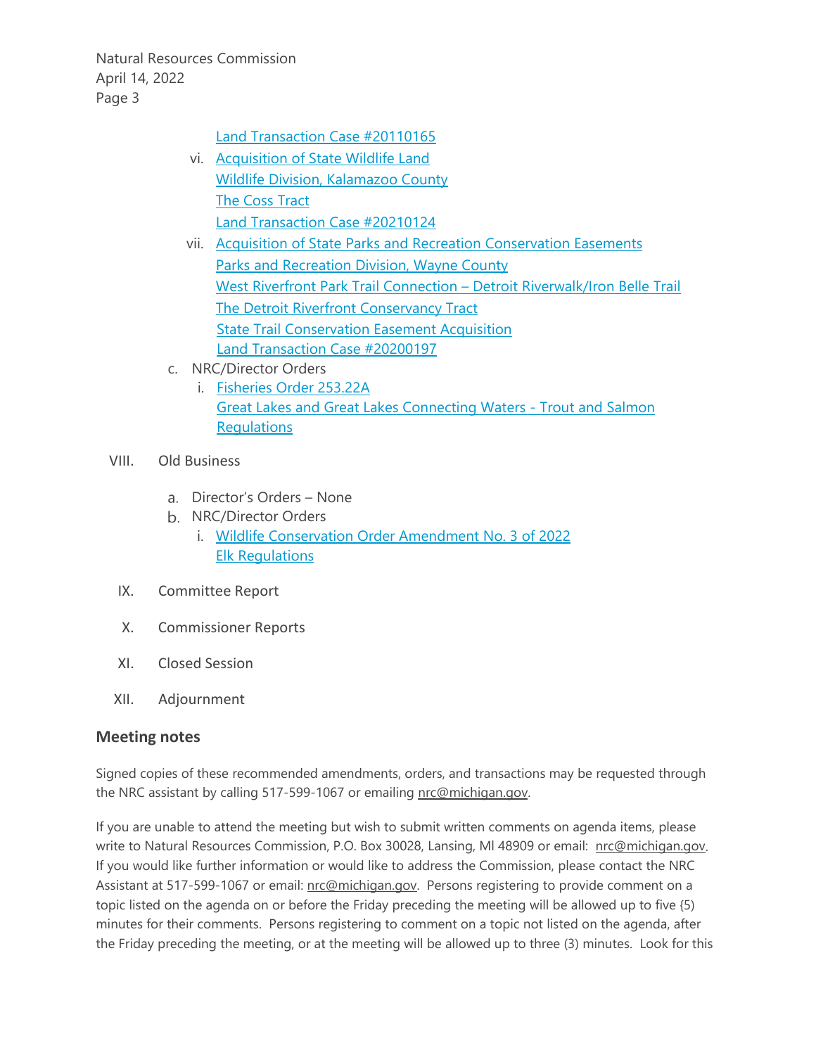Land Transaction Case #20110165

   vi. Acquisition of State Wildlife Land
   Wildlife Division, Kalamazoo County
   The Coss Tract
   Land Transaction Case #20210124

   vii. Acquisition of State Parks and Recreation Conservation Easements
   Parks and Recreation Division, Wayne County
   West Riverfront Park Trail Connection – Detroit Riverwalk/Iron Belle Trail
   The Detroit Riverfront Conservancy Tract
   State Trail Conservation Easement Acquisition
   Land Transaction Case #20200197

c. NRC/Director Orders
   i. Fisheries Order 253.22A
   Great Lakes and Great Lakes Connecting Waters - Trout and Salmon Regulations

VIII. Old Business

   a. Director's Orders – None
   b. NRC/Director Orders
      i. Wildlife Conservation Order Amendment No. 3 of 2022
      Elk Regulations

IX. Committee Report

X. Commissioner Reports

XI. Closed Session

XII. Adjournment

## Meeting notes

Signed copies of these recommended amendments, orders, and transactions may be requested through the NRC assistant by calling 517-599-1067 or emailing nrc@michigan.gov.

If you are unable to attend the meeting but wish to submit written comments on agenda items, please write to Natural Resources Commission, P.O. Box 30028, Lansing, MI 48909 or email: nrc@michigan.gov. If you would like further information or would like to address the Commission, please contact the NRC Assistant at 517-599-1067 or email: nrc@michigan.gov. Persons registering to provide comment on a topic listed on the agenda on or before the Friday preceding the meeting will be allowed up to five {5) minutes for their comments. Persons registering to comment on a topic not listed on the agenda, after the Friday preceding the meeting, or at the meeting will be allowed up to three (3) minutes. Look for this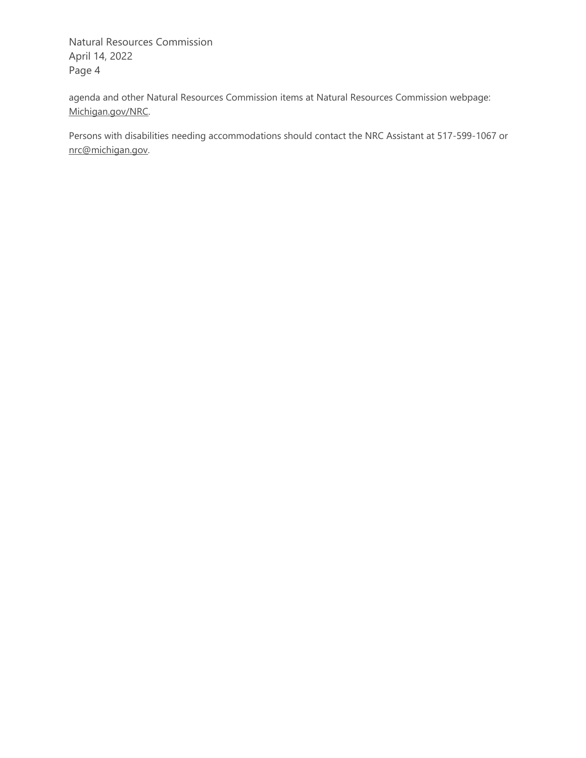agenda and other Natural Resources Commission items at Natural Resources Commission webpage: Michigan.gov/NRC.

Persons with disabilities needing accommodations should contact the NRC Assistant at 517-599-1067 or nrc@michigan.gov.